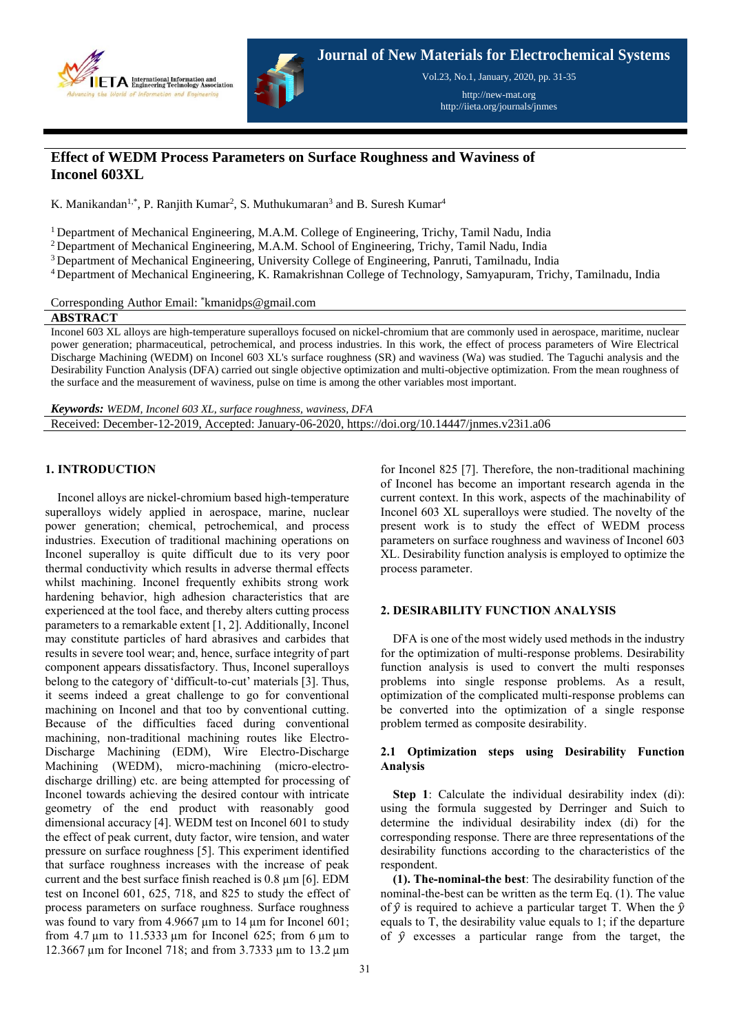# Effect of WEDM Process Parameters on Surface Roughness and Waviness of Inconel 603XL

K. Manikandan[1,*], P. Ranjith Kumar[2], S. Muthukumaran[3] and B. Suresh Kumar[4]

[1] Department of Mechanical Engineering, M.A.M. College of Engineering, Trichy, Tamil Nadu, India
[2] Department of Mechanical Engineering, M.A.M. School of Engineering, Trichy, Tamil Nadu, India
[3] Department of Mechanical Engineering, University College of Engineering, Panruti, Tamilnadu, India
[4] Department of Mechanical Engineering, K. Ramakrishnan College of Technology, Samyapuram, Trichy, Tamilnadu, India

Corresponding Author Email: *kmanidps@gmail.com

## ABSTRACT

Inconel 603 XL alloys are high-temperature superalloys focused on nickel-chromium that are commonly used in aerospace, maritime, nuclear power generation; pharmaceutical, petrochemical, and process industries. In this work, the effect of process parameters of Wire Electrical Discharge Machining (WEDM) on Inconel 603 XL's surface roughness (SR) and waviness (Wa) was studied. The Taguchi analysis and the Desirability Function Analysis (DFA) carried out single objective optimization and multi-objective optimization. From the mean roughness of the surface and the measurement of waviness, pulse on time is among the other variables most important.

***Keywords:*** *WEDM, Inconel 603 XL, surface roughness, waviness, DFA*

Received: December-12-2019, Accepted: January-06-2020, https://doi.org/10.14447/jnmes.v23i1.a06

## 1. INTRODUCTION

Inconel alloys are nickel-chromium based high-temperature superalloys widely applied in aerospace, marine, nuclear power generation; chemical, petrochemical, and process industries. Execution of traditional machining operations on Inconel superalloy is quite difficult due to its very poor thermal conductivity which results in adverse thermal effects whilst machining. Inconel frequently exhibits strong work hardening behavior, high adhesion characteristics that are experienced at the tool face, and thereby alters cutting process parameters to a remarkable extent [1, 2]. Additionally, Inconel may constitute particles of hard abrasives and carbides that results in severe tool wear; and, hence, surface integrity of part component appears dissatisfactory. Thus, Inconel superalloys belong to the category of 'difficult-to-cut' materials [3]. Thus, it seems indeed a great challenge to go for conventional machining on Inconel and that too by conventional cutting. Because of the difficulties faced during conventional machining, non-traditional machining routes like Electro-Discharge Machining (EDM), Wire Electro-Discharge Machining (WEDM), micro-machining (micro-electro-discharge drilling) etc. are being attempted for processing of Inconel towards achieving the desired contour with intricate geometry of the end product with reasonably good dimensional accuracy [4]. WEDM test on Inconel 601 to study the effect of peak current, duty factor, wire tension, and water pressure on surface roughness [5]. This experiment identified that surface roughness increases with the increase of peak current and the best surface finish reached is 0.8 µm [6]. EDM test on Inconel 601, 625, 718, and 825 to study the effect of process parameters on surface roughness. Surface roughness was found to vary from 4.9667 µm to 14 µm for Inconel 601; from 4.7 µm to 11.5333 µm for Inconel 625; from 6 µm to 12.3667 µm for Inconel 718; and from 3.7333 µm to 13.2 µm for Inconel 825 [7]. Therefore, the non-traditional machining of Inconel has become an important research agenda in the current context. In this work, aspects of the machinability of Inconel 603 XL superalloys were studied. The novelty of the present work is to study the effect of WEDM process parameters on surface roughness and waviness of Inconel 603 XL. Desirability function analysis is employed to optimize the process parameter.

## 2. DESIRABILITY FUNCTION ANALYSIS

DFA is one of the most widely used methods in the industry for the optimization of multi-response problems. Desirability function analysis is used to convert the multi responses problems into single response problems. As a result, optimization of the complicated multi-response problems can be converted into the optimization of a single response problem termed as composite desirability.

### 2.1 Optimization steps using Desirability Function Analysis

**Step 1**: Calculate the individual desirability index (di): using the formula suggested by Derringer and Suich to determine the individual desirability index (di) for the corresponding response. There are three representations of the desirability functions according to the characteristics of the respondent.

**(1). The-nominal-the best**: The desirability function of the nominal-the-best can be written as the term Eq. (1). The value of $\hat{y}$ is required to achieve a particular target T. When the $\hat{y}$ equals to T, the desirability value equals to 1; if the departure of $\hat{y}$ excesses a particular range from the target, the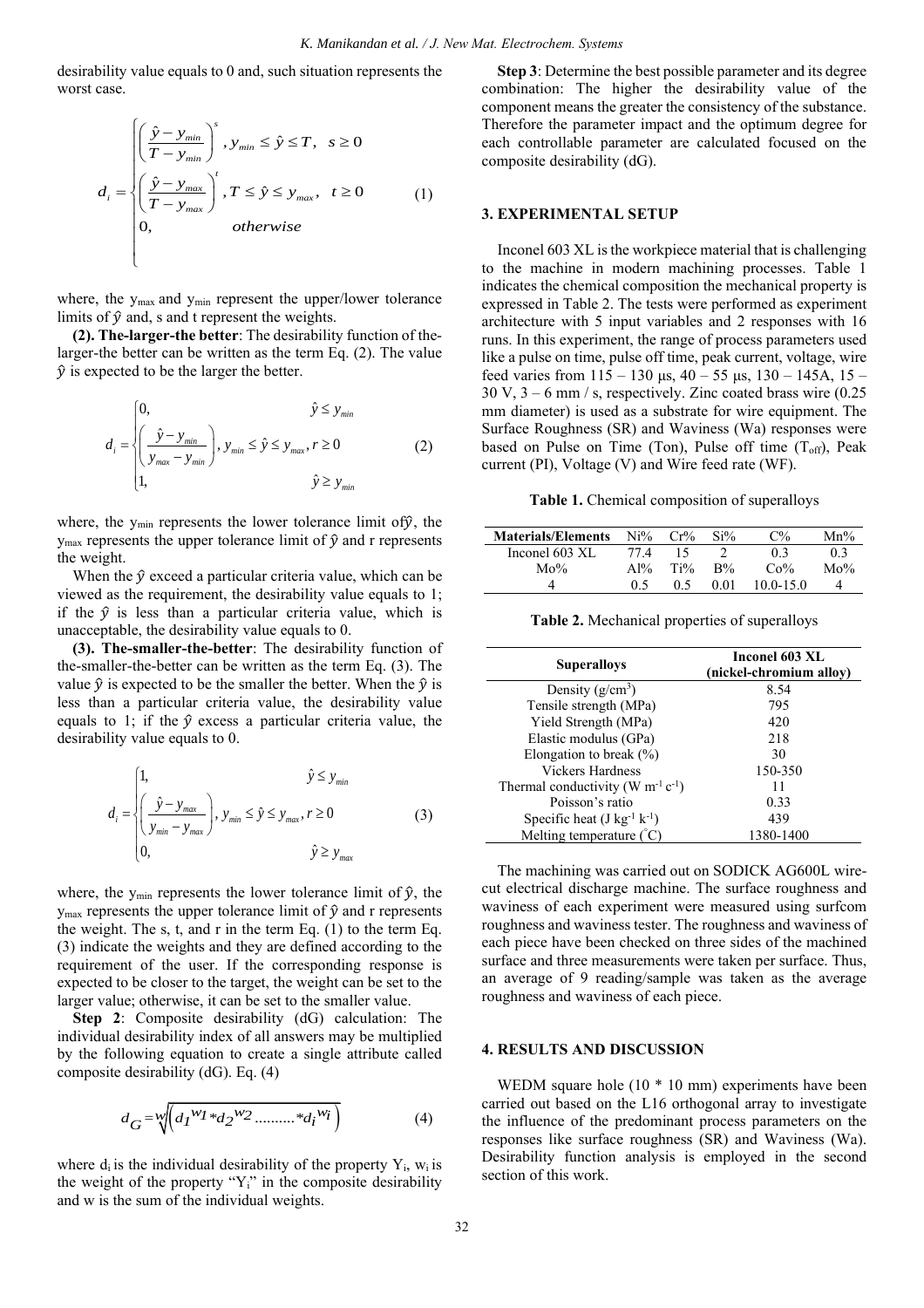desirability value equals to 0 and, such situation represents the worst case.

$$d_i = \begin{cases} \left(\dfrac{\hat{y} - y_{min}}{T - y_{min}}\right)^s, & y_{min} \le \hat{y} \le T, \ s \ge 0 \\ \left(\dfrac{\hat{y} - y_{max}}{T - y_{max}}\right)^t, & T \le \hat{y} \le y_{max}, \ t \ge 0 \\ 0, & otherwise \end{cases} \quad (1)$$

where, the $y_{max}$ and $y_{min}$ represent the upper/lower tolerance limits of $\hat{y}$ and, s and t represent the weights.

**(2). The-larger-the better**: The desirability function of the-larger-the better can be written as the term Eq. (2). The value $\hat{y}$ is expected to be the larger the better.

$$d_i = \begin{cases} 0, & \hat{y} \le y_{min} \\ \left(\dfrac{\hat{y} - y_{min}}{y_{max} - y_{min}}\right), & y_{min} \le \hat{y} \le y_{max}, r \ge 0 \\ 1, & \hat{y} \ge y_{min} \end{cases} \quad (2)$$

where, the $y_{min}$ represents the lower tolerance limit of$\hat{y}$, the $y_{max}$ represents the upper tolerance limit of $\hat{y}$ and r represents the weight.

When the $\hat{y}$ exceed a particular criteria value, which can be viewed as the requirement, the desirability value equals to 1; if the $\hat{y}$ is less than a particular criteria value, which is unacceptable, the desirability value equals to 0.

**(3). The-smaller-the-better**: The desirability function of the-smaller-the-better can be written as the term Eq. (3). The value $\hat{y}$ is expected to be the smaller the better. When the $\hat{y}$ is less than a particular criteria value, the desirability value equals to 1; if the $\hat{y}$ excess a particular criteria value, the desirability value equals to 0.

$$d_i = \begin{cases} 1, & \hat{y} \le y_{min} \\ \left(\dfrac{\hat{y} - y_{max}}{y_{min} - y_{max}}\right), & y_{min} \le \hat{y} \le y_{max}, r \ge 0 \\ 0, & \hat{y} \ge y_{max} \end{cases} \quad (3)$$

where, the $y_{min}$ represents the lower tolerance limit of $\hat{y}$, the $y_{max}$ represents the upper tolerance limit of $\hat{y}$ and r represents the weight. The s, t, and r in the term Eq. (1) to the term Eq. (3) indicate the weights and they are defined according to the requirement of the user. If the corresponding response is expected to be closer to the target, the weight can be set to the larger value; otherwise, it can be set to the smaller value.

**Step 2**: Composite desirability (dG) calculation: The individual desirability index of all answers may be multiplied by the following equation to create a single attribute called composite desirability (dG). Eq. (4)

$$d_G = \sqrt[w]{\left(d_1^{w_1} * d_2^{w_2} \ldots\ldots\ldots * d_i^{w_i}\right)} \quad (4)$$

where $d_i$ is the individual desirability of the property $Y_i$, $w_i$ is the weight of the property "$Y_i$" in the composite desirability and w is the sum of the individual weights.

**Step 3**: Determine the best possible parameter and its degree combination: The higher the desirability value of the component means the greater the consistency of the substance. Therefore the parameter impact and the optimum degree for each controllable parameter are calculated focused on the composite desirability (dG).

## 3. EXPERIMENTAL SETUP

Inconel 603 XL is the workpiece material that is challenging to the machine in modern machining processes. Table 1 indicates the chemical composition the mechanical property is expressed in Table 2. The tests were performed as experiment architecture with 5 input variables and 2 responses with 16 runs. In this experiment, the range of process parameters used like a pulse on time, pulse off time, peak current, voltage, wire feed varies from 115 – 130 µs, 40 – 55 µs, 130 – 145A, 15 – 30 V, 3 – 6 mm / s, respectively. Zinc coated brass wire (0.25 mm diameter) is used as a substrate for wire equipment. The Surface Roughness (SR) and Waviness (Wa) responses were based on Pulse on Time (Ton), Pulse off time ($T_{off}$), Peak current (PI), Voltage (V) and Wire feed rate (WF).

**Table 1.** Chemical composition of superalloys

| Materials/Elements | Ni% | Cr% | Si% | C% | Mn% |
|---|---|---|---|---|---|
| Inconel 603 XL | 77.4 | 15 | 2 | 0.3 | 0.3 |
| Mo% | Al% | Ti% | B% | Co% | Mo% |
| 4 | 0.5 | 0.5 | 0.01 | 10.0-15.0 | 4 |

**Table 2.** Mechanical properties of superalloys

| Superalloys | Inconel 603 XL (nickel-chromium alloy) |
|---|---|
| Density (g/cm$^3$) | 8.54 |
| Tensile strength (MPa) | 795 |
| Yield Strength (MPa) | 420 |
| Elastic modulus (GPa) | 218 |
| Elongation to break (%) | 30 |
| Vickers Hardness | 150-350 |
| Thermal conductivity (W m$^{-1}$ c$^{-1}$) | 11 |
| Poisson's ratio | 0.33 |
| Specific heat (J kg$^{-1}$ k$^{-1}$) | 439 |
| Melting temperature (°C) | 1380-1400 |

The machining was carried out on SODICK AG600L wire-cut electrical discharge machine. The surface roughness and waviness of each experiment were measured using surfcom roughness and waviness tester. The roughness and waviness of each piece have been checked on three sides of the machined surface and three measurements were taken per surface. Thus, an average of 9 reading/sample was taken as the average roughness and waviness of each piece.

## 4. RESULTS AND DISCUSSION

WEDM square hole (10 * 10 mm) experiments have been carried out based on the L16 orthogonal array to investigate the influence of the predominant process parameters on the responses like surface roughness (SR) and Waviness (Wa). Desirability function analysis is employed in the second section of this work.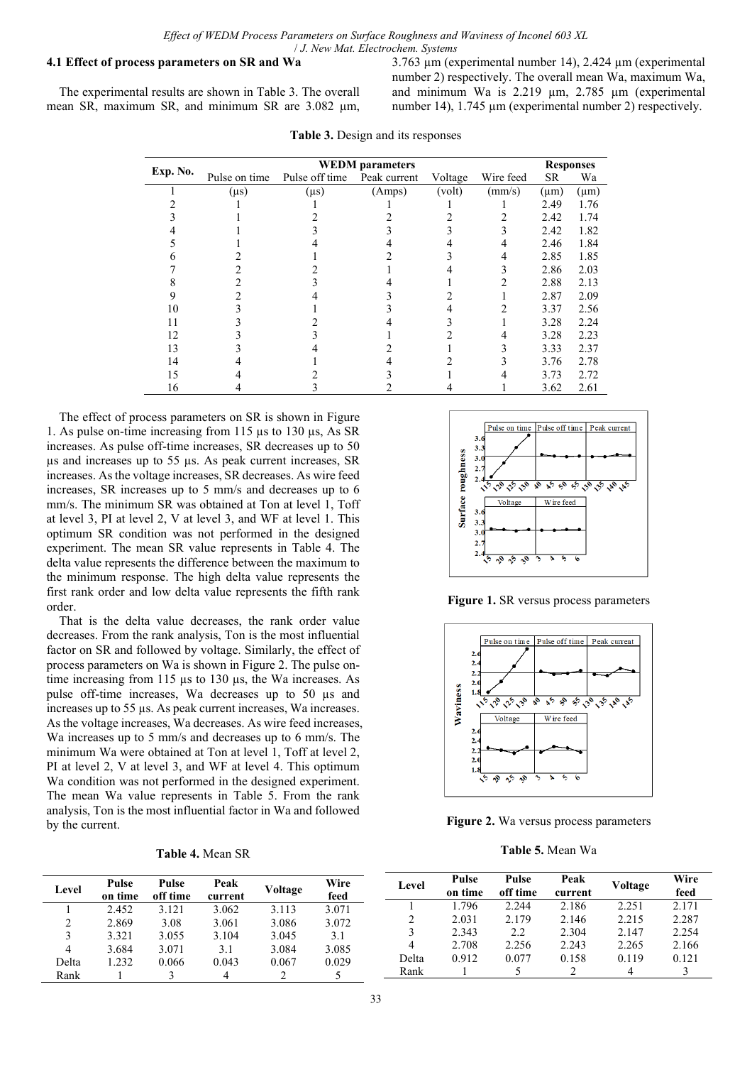### 4.1 Effect of process parameters on SR and Wa

The experimental results are shown in Table 3. The overall mean SR, maximum SR, and minimum SR are 3.082 µm, 3.763 µm (experimental number 14), 2.424 µm (experimental number 2) respectively. The overall mean Wa, maximum Wa, and minimum Wa is 2.219 µm, 2.785 µm (experimental number 14), 1.745 µm (experimental number 2) respectively.

**Table 3.** Design and its responses

| Exp. No. | WEDM parameters | | | | | Responses | |
|---|---|---|---|---|---|---|---|
| | Pulse on time | Pulse off time | Peak current | Voltage | Wire feed | SR | Wa |
| 1 | (µs) | (µs) | (Amps) | (volt) | (mm/s) | (µm) | (µm) |
| 2 | 1 | 1 | 1 | 1 | 1 | 2.49 | 1.76 |
| 3 | 1 | 2 | 2 | 2 | 2 | 2.42 | 1.74 |
| 4 | 1 | 3 | 3 | 3 | 3 | 2.42 | 1.82 |
| 5 | 1 | 4 | 4 | 4 | 4 | 2.46 | 1.84 |
| 6 | 2 | 1 | 2 | 3 | 4 | 2.85 | 1.85 |
| 7 | 2 | 2 | 1 | 4 | 3 | 2.86 | 2.03 |
| 8 | 2 | 3 | 4 | 1 | 2 | 2.88 | 2.13 |
| 9 | 2 | 4 | 3 | 2 | 1 | 2.87 | 2.09 |
| 10 | 3 | 1 | 3 | 4 | 2 | 3.37 | 2.56 |
| 11 | 3 | 2 | 4 | 3 | 1 | 3.28 | 2.24 |
| 12 | 3 | 3 | 1 | 2 | 4 | 3.28 | 2.23 |
| 13 | 3 | 4 | 2 | 1 | 3 | 3.33 | 2.37 |
| 14 | 4 | 1 | 4 | 2 | 3 | 3.76 | 2.78 |
| 15 | 4 | 2 | 3 | 1 | 4 | 3.73 | 2.72 |
| 16 | 4 | 3 | 2 | 4 | 1 | 3.62 | 2.61 |

The effect of process parameters on SR is shown in Figure 1. As pulse on-time increasing from 115 µs to 130 µs, As SR increases. As pulse off-time increases, SR decreases up to 50 µs and increases up to 55 µs. As peak current increases, SR increases. As the voltage increases, SR decreases. As wire feed increases, SR increases up to 5 mm/s and decreases up to 6 mm/s. The minimum SR was obtained at Ton at level 1, Toff at level 3, PI at level 2, V at level 3, and WF at level 1. This optimum SR condition was not performed in the designed experiment. The mean SR value represents in Table 4. The delta value represents the difference between the maximum to the minimum response. The high delta value represents the first rank order and low delta value represents the fifth rank order.

That is the delta value decreases, the rank order value decreases. From the rank analysis, Ton is the most influential factor on SR and followed by voltage. Similarly, the effect of process parameters on Wa is shown in Figure 2. The pulse on-time increasing from 115 µs to 130 µs, the Wa increases. As pulse off-time increases, Wa decreases up to 50 µs and increases up to 55 µs. As peak current increases, Wa increases. As the voltage increases, Wa decreases. As wire feed increases, Wa increases up to 5 mm/s and decreases up to 6 mm/s. The minimum Wa were obtained at Ton at level 1, Toff at level 2, PI at level 2, V at level 3, and WF at level 4. This optimum Wa condition was not performed in the designed experiment. The mean Wa value represents in Table 5. From the rank analysis, Ton is the most influential factor in Wa and followed by the current.

**Figure 1.** SR versus process parameters

**Figure 2.** Wa versus process parameters

**Table 4.** Mean SR

| Level | Pulse on time | Pulse off time | Peak current | Voltage | Wire feed |
|---|---|---|---|---|---|
| 1 | 2.452 | 3.121 | 3.062 | 3.113 | 3.071 |
| 2 | 2.869 | 3.08 | 3.061 | 3.086 | 3.072 |
| 3 | 3.321 | 3.055 | 3.104 | 3.045 | 3.1 |
| 4 | 3.684 | 3.071 | 3.1 | 3.084 | 3.085 |
| Delta | 1.232 | 0.066 | 0.043 | 0.067 | 0.029 |
| Rank | 1 | 3 | 4 | 2 | 5 |

**Table 5.** Mean Wa

| Level | Pulse on time | Pulse off time | Peak current | Voltage | Wire feed |
|---|---|---|---|---|---|
| 1 | 1.796 | 2.244 | 2.186 | 2.251 | 2.171 |
| 2 | 2.031 | 2.179 | 2.146 | 2.215 | 2.287 |
| 3 | 2.343 | 2.2 | 2.304 | 2.147 | 2.254 |
| 4 | 2.708 | 2.256 | 2.243 | 2.265 | 2.166 |
| Delta | 0.912 | 0.077 | 0.158 | 0.119 | 0.121 |
| Rank | 1 | 5 | 2 | 4 | 3 |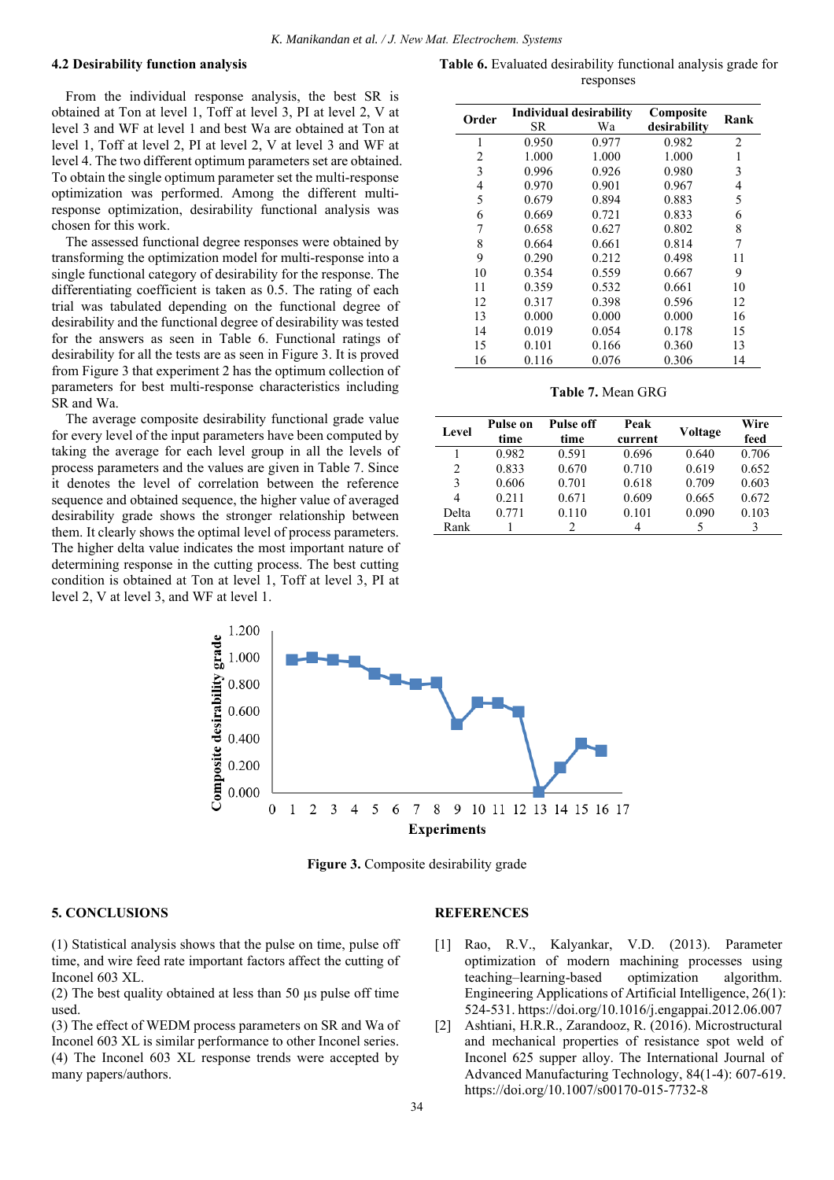### 4.2 Desirability function analysis

From the individual response analysis, the best SR is obtained at Ton at level 1, Toff at level 3, PI at level 2, V at level 3 and WF at level 1 and best Wa are obtained at Ton at level 1, Toff at level 2, PI at level 2, V at level 3 and WF at level 4. The two different optimum parameters set are obtained. To obtain the single optimum parameter set the multi-response optimization was performed. Among the different multi-response optimization, desirability functional analysis was chosen for this work.

The assessed functional degree responses were obtained by transforming the optimization model for multi-response into a single functional category of desirability for the response. The differentiating coefficient is taken as 0.5. The rating of each trial was tabulated depending on the functional degree of desirability and the functional degree of desirability was tested for the answers as seen in Table 6. Functional ratings of desirability for all the tests are as seen in Figure 3. It is proved from Figure 3 that experiment 2 has the optimum collection of parameters for best multi-response characteristics including SR and Wa.

The average composite desirability functional grade value for every level of the input parameters have been computed by taking the average for each level group in all the levels of process parameters and the values are given in Table 7. Since it denotes the level of correlation between the reference sequence and obtained sequence, the higher value of averaged desirability grade shows the stronger relationship between them. It clearly shows the optimal level of process parameters. The higher delta value indicates the most important nature of determining response in the cutting process. The best cutting condition is obtained at Ton at level 1, Toff at level 3, PI at level 2, V at level 3, and WF at level 1.

**Table 6.** Evaluated desirability functional analysis grade for responses

| Order | Individual desirability | | Composite desirability | Rank |
|---|---|---|---|---|
| | SR | Wa | | |
| 1 | 0.950 | 0.977 | 0.982 | 2 |
| 2 | 1.000 | 1.000 | 1.000 | 1 |
| 3 | 0.996 | 0.926 | 0.980 | 3 |
| 4 | 0.970 | 0.901 | 0.967 | 4 |
| 5 | 0.679 | 0.894 | 0.883 | 5 |
| 6 | 0.669 | 0.721 | 0.833 | 6 |
| 7 | 0.658 | 0.627 | 0.802 | 8 |
| 8 | 0.664 | 0.661 | 0.814 | 7 |
| 9 | 0.290 | 0.212 | 0.498 | 11 |
| 10 | 0.354 | 0.559 | 0.667 | 9 |
| 11 | 0.359 | 0.532 | 0.661 | 10 |
| 12 | 0.317 | 0.398 | 0.596 | 12 |
| 13 | 0.000 | 0.000 | 0.000 | 16 |
| 14 | 0.019 | 0.054 | 0.178 | 15 |
| 15 | 0.101 | 0.166 | 0.360 | 13 |
| 16 | 0.116 | 0.076 | 0.306 | 14 |

**Table 7.** Mean GRG

| Level | Pulse on time | Pulse off time | Peak current | Voltage | Wire feed |
|---|---|---|---|---|---|
| 1 | 0.982 | 0.591 | 0.696 | 0.640 | 0.706 |
| 2 | 0.833 | 0.670 | 0.710 | 0.619 | 0.652 |
| 3 | 0.606 | 0.701 | 0.618 | 0.709 | 0.603 |
| 4 | 0.211 | 0.671 | 0.609 | 0.665 | 0.672 |
| Delta | 0.771 | 0.110 | 0.101 | 0.090 | 0.103 |
| Rank | 1 | 2 | 4 | 5 | 3 |

**Figure 3.** Composite desirability grade

### 5. CONCLUSIONS

(1) Statistical analysis shows that the pulse on time, pulse off time, and wire feed rate important factors affect the cutting of Inconel 603 XL.
(2) The best quality obtained at less than 50 µs pulse off time used.
(3) The effect of WEDM process parameters on SR and Wa of Inconel 603 XL is similar performance to other Inconel series.
(4) The Inconel 603 XL response trends were accepted by many papers/authors.

### REFERENCES

[1] Rao, R.V., Kalyankar, V.D. (2013). Parameter optimization of modern machining processes using teaching–learning-based optimization algorithm. Engineering Applications of Artificial Intelligence, 26(1): 524-531. https://doi.org/10.1016/j.engappai.2012.06.007

[2] Ashtiani, H.R.R., Zarandooz, R. (2016). Microstructural and mechanical properties of resistance spot weld of Inconel 625 supper alloy. The International Journal of Advanced Manufacturing Technology, 84(1-4): 607-619. https://doi.org/10.1007/s00170-015-7732-8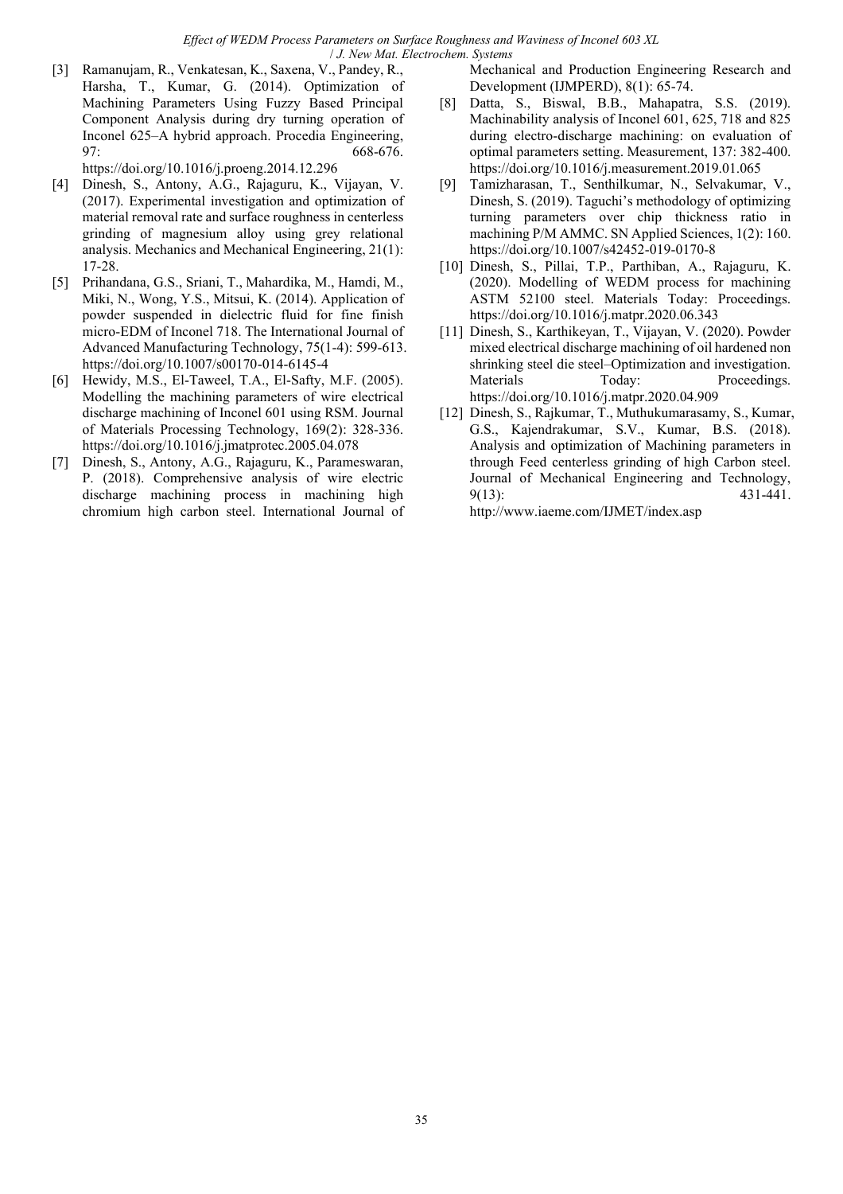[3] Ramanujam, R., Venkatesan, K., Saxena, V., Pandey, R., Harsha, T., Kumar, G. (2014). Optimization of Machining Parameters Using Fuzzy Based Principal Component Analysis during dry turning operation of Inconel 625–A hybrid approach. Procedia Engineering, 97: 668-676. https://doi.org/10.1016/j.proeng.2014.12.296

[4] Dinesh, S., Antony, A.G., Rajaguru, K., Vijayan, V. (2017). Experimental investigation and optimization of material removal rate and surface roughness in centerless grinding of magnesium alloy using grey relational analysis. Mechanics and Mechanical Engineering, 21(1): 17-28.

[5] Prihandana, G.S., Sriani, T., Mahardika, M., Hamdi, M., Miki, N., Wong, Y.S., Mitsui, K. (2014). Application of powder suspended in dielectric fluid for fine finish micro-EDM of Inconel 718. The International Journal of Advanced Manufacturing Technology, 75(1-4): 599-613. https://doi.org/10.1007/s00170-014-6145-4

[6] Hewidy, M.S., El-Taweel, T.A., El-Safty, M.F. (2005). Modelling the machining parameters of wire electrical discharge machining of Inconel 601 using RSM. Journal of Materials Processing Technology, 169(2): 328-336. https://doi.org/10.1016/j.jmatprotec.2005.04.078

[7] Dinesh, S., Antony, A.G., Rajaguru, K., Parameswaran, P. (2018). Comprehensive analysis of wire electric discharge machining process in machining high chromium high carbon steel. International Journal of Mechanical and Production Engineering Research and Development (IJMPERD), 8(1): 65-74.

[8] Datta, S., Biswal, B.B., Mahapatra, S.S. (2019). Machinability analysis of Inconel 601, 625, 718 and 825 during electro-discharge machining: on evaluation of optimal parameters setting. Measurement, 137: 382-400. https://doi.org/10.1016/j.measurement.2019.01.065

[9] Tamizharasan, T., Senthilkumar, N., Selvakumar, V., Dinesh, S. (2019). Taguchi's methodology of optimizing turning parameters over chip thickness ratio in machining P/M AMMC. SN Applied Sciences, 1(2): 160. https://doi.org/10.1007/s42452-019-0170-8

[10] Dinesh, S., Pillai, T.P., Parthiban, A., Rajaguru, K. (2020). Modelling of WEDM process for machining ASTM 52100 steel. Materials Today: Proceedings. https://doi.org/10.1016/j.matpr.2020.06.343

[11] Dinesh, S., Karthikeyan, T., Vijayan, V. (2020). Powder mixed electrical discharge machining of oil hardened non shrinking steel die steel–Optimization and investigation. Materials Today: Proceedings. https://doi.org/10.1016/j.matpr.2020.04.909

[12] Dinesh, S., Rajkumar, T., Muthukumarasamy, S., Kumar, G.S., Kajendrakumar, S.V., Kumar, B.S. (2018). Analysis and optimization of Machining parameters in through Feed centerless grinding of high Carbon steel. Journal of Mechanical Engineering and Technology, 9(13): 431-441. http://www.iaeme.com/IJMET/index.asp